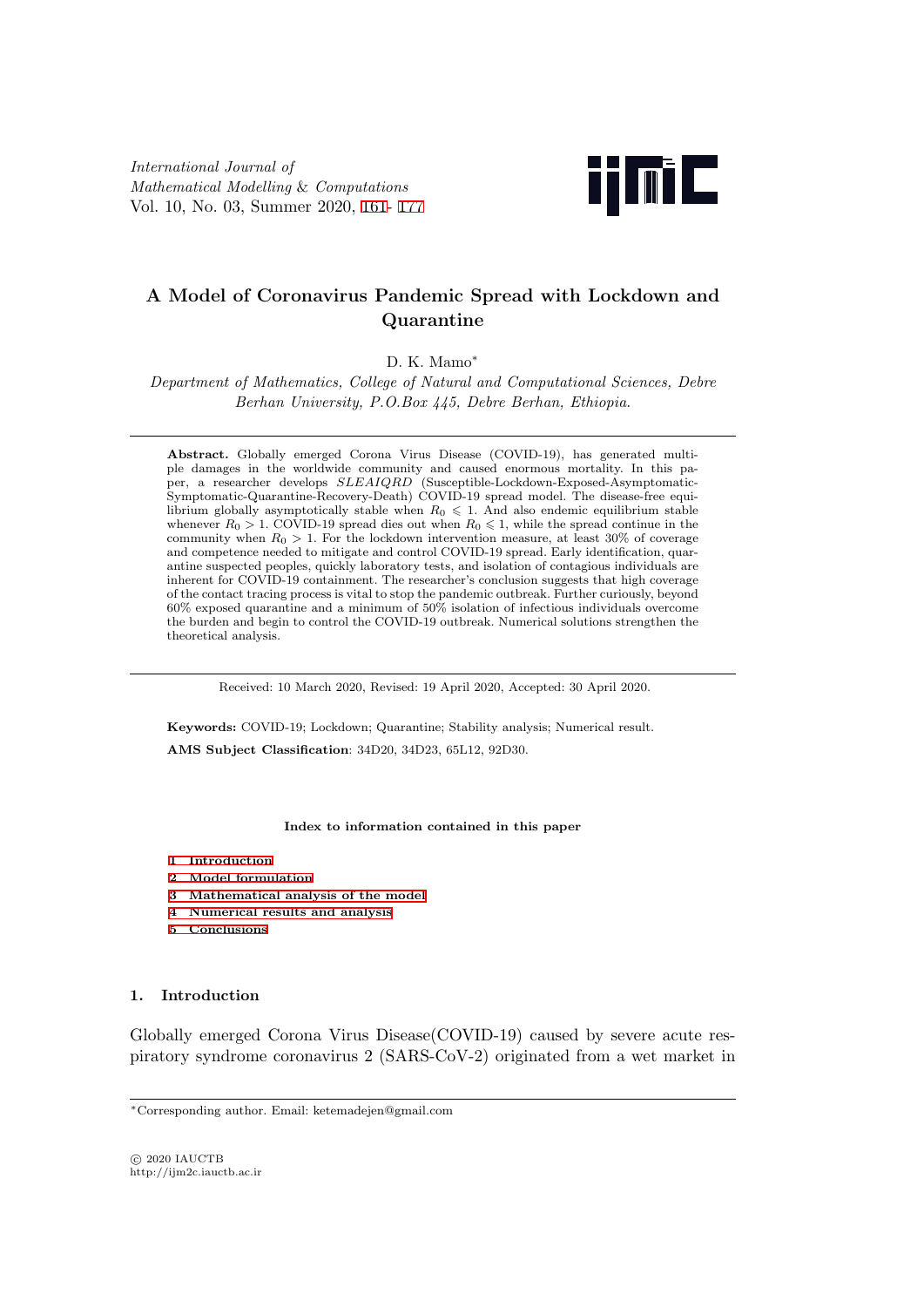*International Journal of Mathematical Modelling & Computations*
Vol. 10, No. 03, Summer 2020, 161- 177

# A Model of Coronavirus Pandemic Spread with Lockdown and Quarantine

D. K. Mamo*

*Department of Mathematics, College of Natural and Computational Sciences, Debre Berhan University, P.O.Box 445, Debre Berhan, Ethiopia.*

**Abstract.** Globally emerged Corona Virus Disease (COVID-19), has generated multiple damages in the worldwide community and caused enormous mortality. In this paper, a researcher develops *SLEAIQRD* (Susceptible-Lockdown-Exposed-Asymptomatic-Symptomatic-Quarantine-Recovery-Death) COVID-19 spread model. The disease-free equilibrium globally asymptotically stable when $R_0 \leqslant 1$. And also endemic equilibrium stable whenever $R_0 > 1$. COVID-19 spread dies out when $R_0 \leqslant 1$, while the spread continue in the community when $R_0 > 1$. For the lockdown intervention measure, at least 30% of coverage and competence needed to mitigate and control COVID-19 spread. Early identification, quarantine suspected peoples, quickly laboratory tests, and isolation of contagious individuals are inherent for COVID-19 containment. The researcher's conclusion suggests that high coverage of the contact tracing process is vital to stop the pandemic outbreak. Further curiously, beyond 60% exposed quarantine and a minimum of 50% isolation of infectious individuals overcome the burden and begin to control the COVID-19 outbreak. Numerical solutions strengthen the theoretical analysis.

Received: 10 March 2020, Revised: 19 April 2020, Accepted: 30 April 2020.

**Keywords:** COVID-19; Lockdown; Quarantine; Stability analysis; Numerical result.

**AMS Subject Classification**: 34D20, 34D23, 65L12, 92D30.

**Index to information contained in this paper**

1 Introduction
2 Model formulation
3 Mathematical analysis of the model
4 Numerical results and analysis
5 Conclusions

## 1. Introduction

Globally emerged Corona Virus Disease(COVID-19) caused by severe acute respiratory syndrome coronavirus 2 (SARS-CoV-2) originated from a wet market in

*Corresponding author. Email: ketemadejen@gmail.com

© 2020 IAUCTB
http://ijm2c.iauctb.ac.ir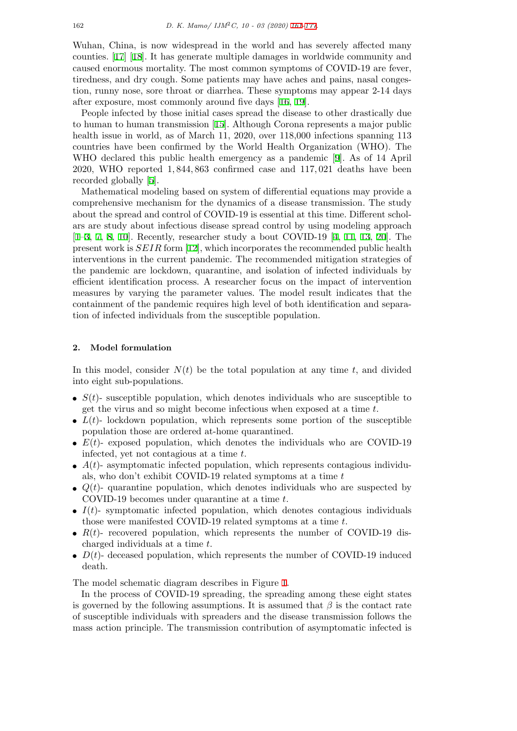Wuhan, China, is now widespread in the world and has severely affected many counties. [17] [18]. It has generate multiple damages in worldwide community and caused enormous mortality. The most common symptoms of COVID-19 are fever, tiredness, and dry cough. Some patients may have aches and pains, nasal congestion, runny nose, sore throat or diarrhea. These symptoms may appear 2-14 days after exposure, most commonly around five days [16, 19].

People infected by those initial cases spread the disease to other drastically due to human to human transmission [15]. Although Corona represents a major public health issue in world, as of March 11, 2020, over 118,000 infections spanning 113 countries have been confirmed by the World Health Organization (WHO). The WHO declared this public health emergency as a pandemic [9]. As of 14 April 2020, WHO reported $1,844,863$ confirmed case and $117,021$ deaths have been recorded globally [5].

Mathematical modeling based on system of differential equations may provide a comprehensive mechanism for the dynamics of a disease transmission. The study about the spread and control of COVID-19 is essential at this time. Different scholars are study about infectious disease spread control by using modeling approach [1–3, 7, 8, 10]. Recently, researcher study a bout COVID-19 [4, 11, 13, 20]. The present work is $SEIR$ form [12], which incorporates the recommended public health interventions in the current pandemic. The recommended mitigation strategies of the pandemic are lockdown, quarantine, and isolation of infected individuals by efficient identification process. A researcher focus on the impact of intervention measures by varying the parameter values. The model result indicates that the containment of the pandemic requires high level of both identification and separation of infected individuals from the susceptible population.

## 2. Model formulation

In this model, consider $N(t)$ be the total population at any time $t$, and divided into eight sub-populations.

- $S(t)$- susceptible population, which denotes individuals who are susceptible to get the virus and so might become infectious when exposed at a time $t$.
- $L(t)$- lockdown population, which represents some portion of the susceptible population those are ordered at-home quarantined.
- $E(t)$- exposed population, which denotes the individuals who are COVID-19 infected, yet not contagious at a time $t$.
- $A(t)$- asymptomatic infected population, which represents contagious individuals, who don't exhibit COVID-19 related symptoms at a time $t$
- $Q(t)$- quarantine population, which denotes individuals who are suspected by COVID-19 becomes under quarantine at a time $t$.
- $I(t)$- symptomatic infected population, which denotes contagious individuals those were manifested COVID-19 related symptoms at a time $t$.
- $R(t)$- recovered population, which represents the number of COVID-19 discharged individuals at a time $t$.
- $D(t)$- deceased population, which represents the number of COVID-19 induced death.

The model schematic diagram describes in Figure 1.

In the process of COVID-19 spreading, the spreading among these eight states is governed by the following assumptions. It is assumed that $\beta$ is the contact rate of susceptible individuals with spreaders and the disease transmission follows the mass action principle. The transmission contribution of asymptomatic infected is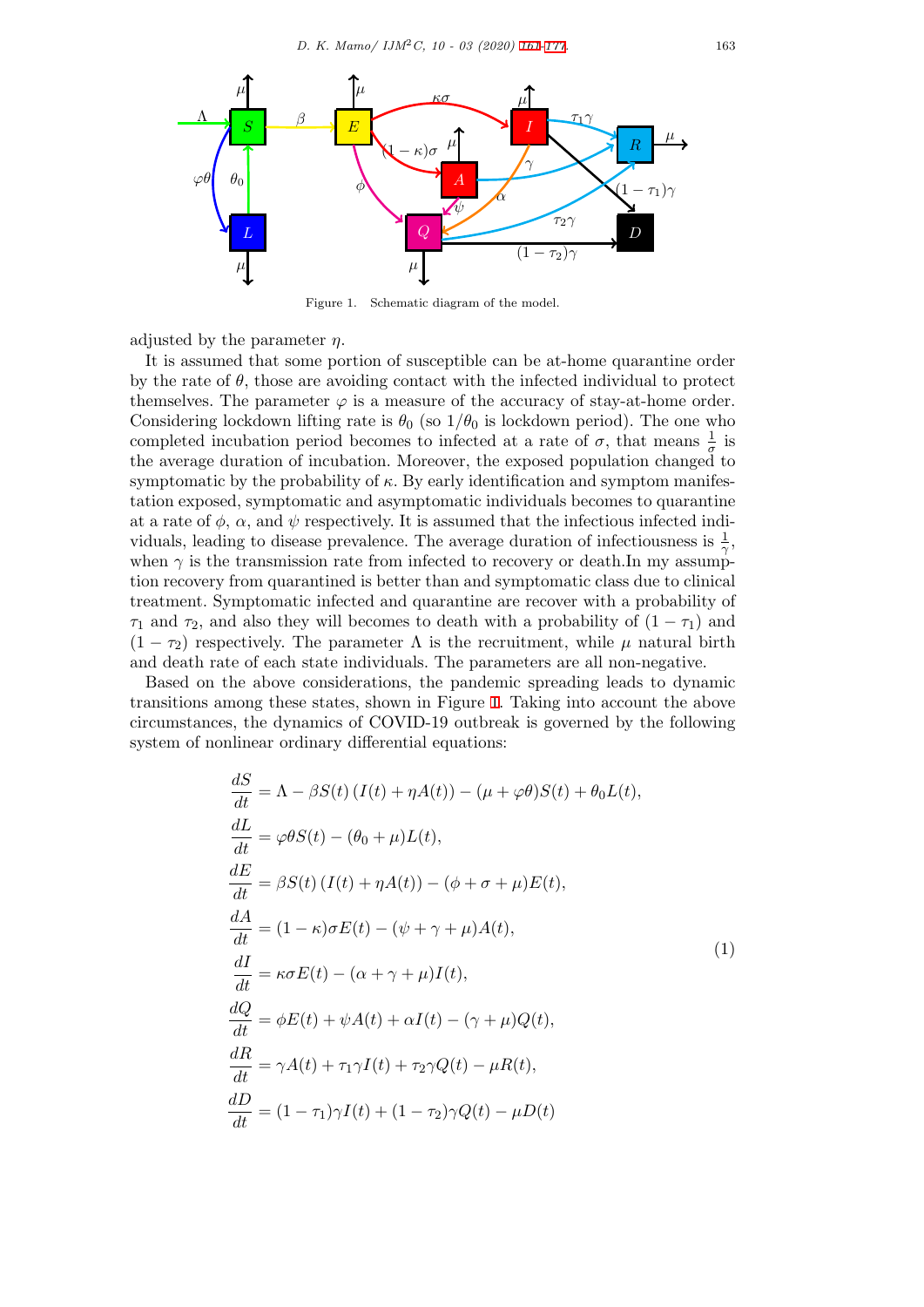Figure 1. Schematic diagram of the model.

adjusted by the parameter $\eta$.

It is assumed that some portion of susceptible can be at-home quarantine order by the rate of $\theta$, those are avoiding contact with the infected individual to protect themselves. The parameter $\varphi$ is a measure of the accuracy of stay-at-home order. Considering lockdown lifting rate is $\theta_0$ (so $1/\theta_0$ is lockdown period). The one who completed incubation period becomes to infected at a rate of $\sigma$, that means $\frac{1}{\sigma}$ is the average duration of incubation. Moreover, the exposed population changed to symptomatic by the probability of $\kappa$. By early identification and symptom manifestation exposed, symptomatic and asymptomatic individuals becomes to quarantine at a rate of $\phi$, $\alpha$, and $\psi$ respectively. It is assumed that the infectious infected individuals, leading to disease prevalence. The average duration of infectiousness is $\frac{1}{\gamma}$, when $\gamma$ is the transmission rate from infected to recovery or death.In my assumption recovery from quarantined is better than and symptomatic class due to clinical treatment. Symptomatic infected and quarantine are recover with a probability of $\tau_1$ and $\tau_2$, and also they will becomes to death with a probability of $(1-\tau_1)$ and $(1-\tau_2)$ respectively. The parameter $\Lambda$ is the recruitment, while $\mu$ natural birth and death rate of each state individuals. The parameters are all non-negative.

Based on the above considerations, the pandemic spreading leads to dynamic transitions among these states, shown in Figure 1. Taking into account the above circumstances, the dynamics of COVID-19 outbreak is governed by the following system of nonlinear ordinary differential equations:

$$
\begin{aligned}
\frac{dS}{dt} &= \Lambda - \beta S(t)\left(I(t) + \eta A(t)\right) - (\mu + \varphi\theta)S(t) + \theta_0 L(t), \\
\frac{dL}{dt} &= \varphi\theta S(t) - (\theta_0 + \mu)L(t), \\
\frac{dE}{dt} &= \beta S(t)\left(I(t) + \eta A(t)\right) - (\phi + \sigma + \mu)E(t), \\
\frac{dA}{dt} &= (1-\kappa)\sigma E(t) - (\psi + \gamma + \mu)A(t), \\
\frac{dI}{dt} &= \kappa\sigma E(t) - (\alpha + \gamma + \mu)I(t), \\
\frac{dQ}{dt} &= \phi E(t) + \psi A(t) + \alpha I(t) - (\gamma + \mu)Q(t), \\
\frac{dR}{dt} &= \gamma A(t) + \tau_1\gamma I(t) + \tau_2\gamma Q(t) - \mu R(t), \\
\frac{dD}{dt} &= (1-\tau_1)\gamma I(t) + (1-\tau_2)\gamma Q(t) - \mu D(t)
\end{aligned}
\tag{1}
$$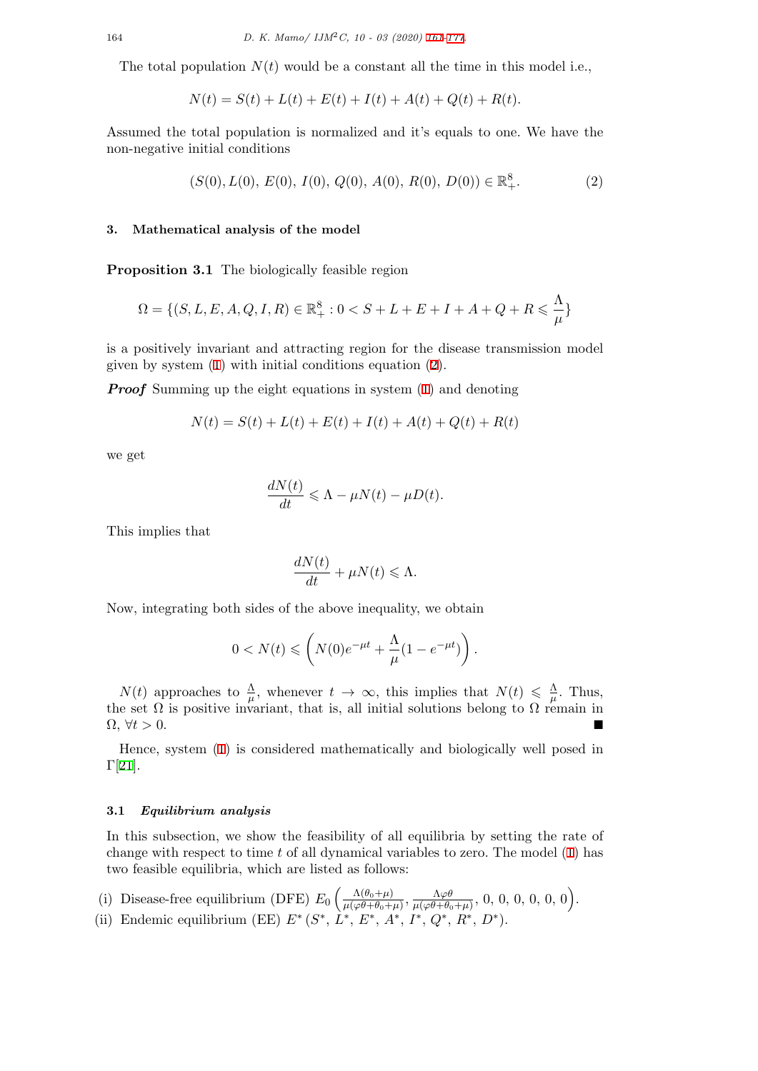The total population $N(t)$ would be a constant all the time in this model i.e.,

$$N(t) = S(t) + L(t) + E(t) + I(t) + A(t) + Q(t) + R(t).$$

Assumed the total population is normalized and it's equals to one. We have the non-negative initial conditions

$$(S(0), L(0),\ E(0),\ I(0),\ Q(0),\ A(0),\ R(0),\ D(0)) \in \mathbb{R}^8_+. \tag{2}$$

## 3. Mathematical analysis of the model

**Proposition 3.1** The biologically feasible region

$$\Omega = \{(S, L, E, A, Q, I, R) \in \mathbb{R}^8_+ : 0 < S + L + E + I + A + Q + R \leqslant \frac{\Lambda}{\mu}\}$$

is a positively invariant and attracting region for the disease transmission model given by system (1) with initial conditions equation (2).

***Proof*** Summing up the eight equations in system (1) and denoting

$$N(t) = S(t) + L(t) + E(t) + I(t) + A(t) + Q(t) + R(t)$$

we get

$$\frac{dN(t)}{dt} \leqslant \Lambda - \mu N(t) - \mu D(t).$$

This implies that

$$\frac{dN(t)}{dt} + \mu N(t) \leqslant \Lambda.$$

Now, integrating both sides of the above inequality, we obtain

$$0 < N(t) \leqslant \left( N(0)e^{-\mu t} + \frac{\Lambda}{\mu}(1 - e^{-\mu t}) \right).$$

$N(t)$ approaches to $\frac{\Lambda}{\mu}$, whenever $t \to \infty$, this implies that $N(t) \leqslant \frac{\Lambda}{\mu}$. Thus, the set $\Omega$ is positive invariant, that is, all initial solutions belong to $\Omega$ remain in $\Omega$, $\forall t > 0$. ∎

Hence, system (1) is considered mathematically and biologically well posed in $\Gamma$[21].

### 3.1 *Equilibrium analysis*

In this subsection, we show the feasibility of all equilibria by setting the rate of change with respect to time $t$ of all dynamical variables to zero. The model (1) has two feasible equilibria, which are listed as follows:

(i) Disease-free equilibrium (DFE) $E_0 \left( \frac{\Lambda(\theta_0+\mu)}{\mu(\varphi\theta+\theta_0+\mu)}, \frac{\Lambda\varphi\theta}{\mu(\varphi\theta+\theta_0+\mu)}, 0, 0, 0, 0, 0, 0 \right)$.

(ii) Endemic equilibrium (EE) $E^*\,(S^*, L^*, E^*, A^*, I^*, Q^*, R^*, D^*)$.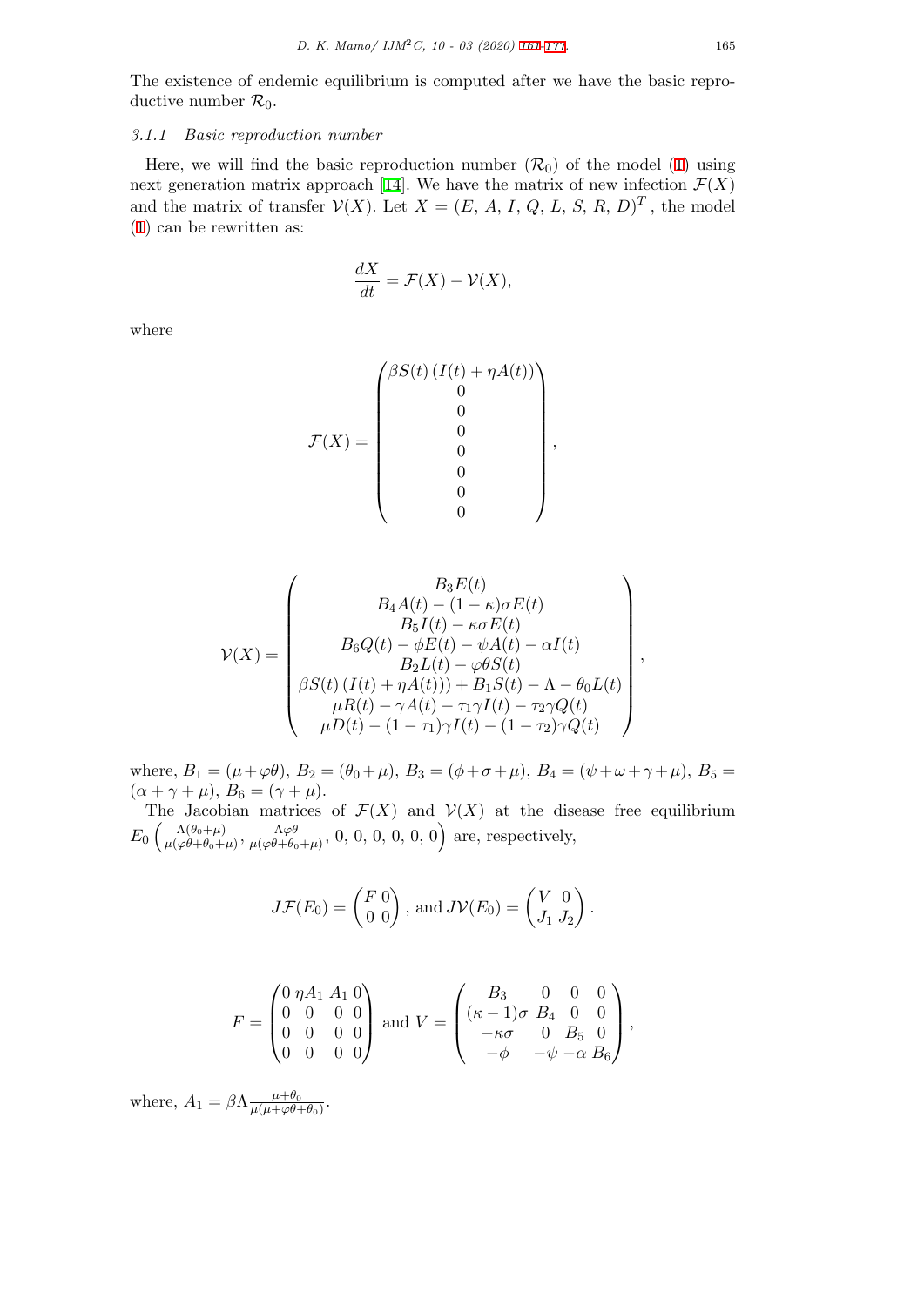The existence of endemic equilibrium is computed after we have the basic reproductive number $\mathcal{R}_0$.

#### 3.1.1 *Basic reproduction number*

Here, we will find the basic reproduction number $(\mathcal{R}_0)$ of the model (1) using next generation matrix approach [14]. We have the matrix of new infection $\mathcal{F}(X)$ and the matrix of transfer $\mathcal{V}(X)$. Let $X = (E,\, A,\, I,\, Q,\, L,\, S,\, R,\, D)^T$ , the model (1) can be rewritten as:

$$\frac{dX}{dt} = \mathcal{F}(X) - \mathcal{V}(X),$$

where

$$\mathcal{F}(X) = \begin{pmatrix} \beta S(t)\,(I(t) + \eta A(t)) \\ 0 \\ 0 \\ 0 \\ 0 \\ 0 \\ 0 \\ 0 \end{pmatrix},$$

$$\mathcal{V}(X) = \begin{pmatrix} B_3 E(t) \\ B_4 A(t) - (1-\kappa)\sigma E(t) \\ B_5 I(t) - \kappa\sigma E(t) \\ B_6 Q(t) - \phi E(t) - \psi A(t) - \alpha I(t) \\ B_2 L(t) - \varphi\theta S(t) \\ \beta S(t)\,(I(t) + \eta A(t))) + B_1 S(t) - \Lambda - \theta_0 L(t) \\ \mu R(t) - \gamma A(t) - \tau_1\gamma I(t) - \tau_2\gamma Q(t) \\ \mu D(t) - (1-\tau_1)\gamma I(t) - (1-\tau_2)\gamma Q(t) \end{pmatrix},$$

where, $B_1 = (\mu + \varphi\theta)$, $B_2 = (\theta_0 + \mu)$, $B_3 = (\phi + \sigma + \mu)$, $B_4 = (\psi + \omega + \gamma + \mu)$, $B_5 = (\alpha + \gamma + \mu)$, $B_6 = (\gamma + \mu)$.

The Jacobian matrices of $\mathcal{F}(X)$ and $\mathcal{V}(X)$ at the disease free equilibrium $E_0\left(\frac{\Lambda(\theta_0+\mu)}{\mu(\varphi\theta+\theta_0+\mu)}, \frac{\Lambda\varphi\theta}{\mu(\varphi\theta+\theta_0+\mu)}, 0, 0, 0, 0, 0, 0\right)$ are, respectively,

$$J\mathcal{F}(E_0) = \begin{pmatrix} F & 0 \\ 0 & 0 \end{pmatrix}, \text{ and } J\mathcal{V}(E_0) = \begin{pmatrix} V & 0 \\ J_1 & J_2 \end{pmatrix}.$$

$$F = \begin{pmatrix} 0 & \eta A_1 & A_1 & 0 \\ 0 & 0 & 0 & 0 \\ 0 & 0 & 0 & 0 \\ 0 & 0 & 0 & 0 \end{pmatrix} \text{ and } V = \begin{pmatrix} B_3 & 0 & 0 & 0 \\ (\kappa-1)\sigma & B_4 & 0 & 0 \\ -\kappa\sigma & 0 & B_5 & 0 \\ -\phi & -\psi & -\alpha & B_6 \end{pmatrix},$$

where, $A_1 = \beta\Lambda\frac{\mu+\theta_0}{\mu(\mu+\varphi\theta+\theta_0)}$.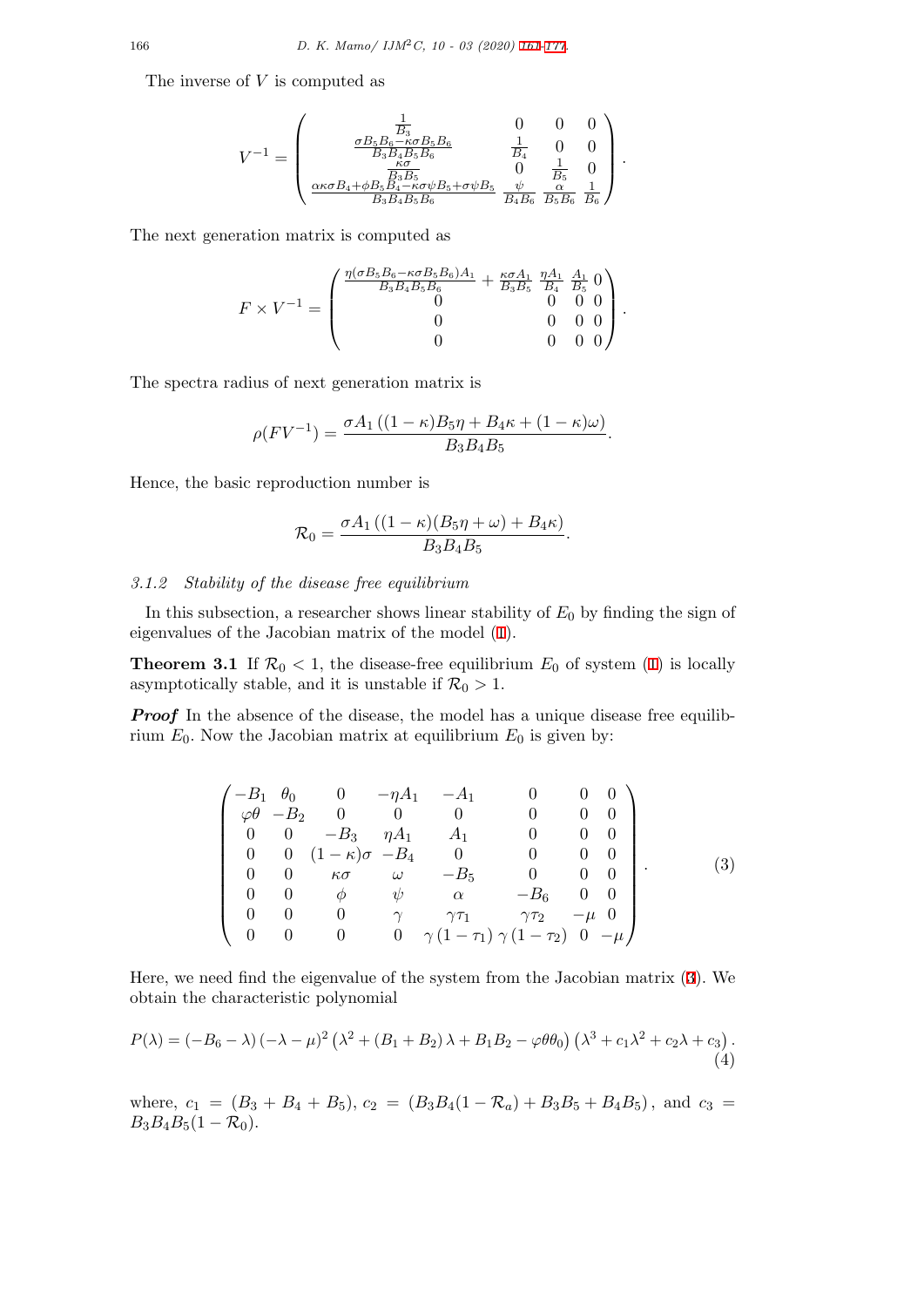The inverse of $V$ is computed as

$$V^{-1} = \begin{pmatrix} \frac{1}{B_3} & 0 & 0 & 0 \\ \frac{\sigma B_5 B_6 - \kappa\sigma B_5 B_6}{B_3 B_4 B_5 B_6} & \frac{1}{B_4} & 0 & 0 \\ \frac{\kappa\sigma}{B_3 B_5} & 0 & \frac{1}{B_5} & 0 \\ \frac{\alpha\kappa\sigma B_4 + \phi B_5 B_4 - \kappa\sigma\psi B_5 + \sigma\psi B_5}{B_3 B_4 B_5 B_6} & \frac{\psi}{B_4 B_6} & \frac{\alpha}{B_5 B_6} & \frac{1}{B_6} \end{pmatrix}.$$

The next generation matrix is computed as

$$F \times V^{-1} = \begin{pmatrix} \frac{\eta(\sigma B_5 B_6 - \kappa\sigma B_5 B_6)A_1}{B_3 B_4 B_5 B_6} + \frac{\kappa\sigma A_1}{B_3 B_5} & \frac{\eta A_1}{B_4} & \frac{A_1}{B_5} & 0 \\ 0 & 0 & 0 & 0 \\ 0 & 0 & 0 & 0 \\ 0 & 0 & 0 & 0 \end{pmatrix}.$$

The spectra radius of next generation matrix is

$$\rho(FV^{-1}) = \frac{\sigma A_1\left((1-\kappa)B_5\eta + B_4\kappa + (1-\kappa)\omega\right)}{B_3 B_4 B_5}.$$

Hence, the basic reproduction number is

$$\mathcal{R}_0 = \frac{\sigma A_1\left((1-\kappa)(B_5\eta + \omega) + B_4\kappa\right)}{B_3 B_4 B_5}.$$

#### 3.1.2 Stability of the disease free equilibrium

In this subsection, a researcher shows linear stability of $E_0$ by finding the sign of eigenvalues of the Jacobian matrix of the model (1).

**Theorem 3.1** If $\mathcal{R}_0 < 1$, the disease-free equilibrium $E_0$ of system (1) is locally asymptotically stable, and it is unstable if $\mathcal{R}_0 > 1$.

***Proof*** In the absence of the disease, the model has a unique disease free equilibrium $E_0$. Now the Jacobian matrix at equilibrium $E_0$ is given by:

$$\begin{pmatrix} -B_1 & \theta_0 & 0 & -\eta A_1 & -A_1 & 0 & 0 & 0 \\ \varphi\theta & -B_2 & 0 & 0 & 0 & 0 & 0 & 0 \\ 0 & 0 & -B_3 & \eta A_1 & A_1 & 0 & 0 & 0 \\ 0 & 0 & (1-\kappa)\sigma & -B_4 & 0 & 0 & 0 & 0 \\ 0 & 0 & \kappa\sigma & \omega & -B_5 & 0 & 0 & 0 \\ 0 & 0 & \phi & \psi & \alpha & -B_6 & 0 & 0 \\ 0 & 0 & 0 & \gamma & \gamma\tau_1 & \gamma\tau_2 & -\mu & 0 \\ 0 & 0 & 0 & 0 & \gamma(1-\tau_1) & \gamma(1-\tau_2) & 0 & -\mu \end{pmatrix}. \tag{3}$$

Here, we need find the eigenvalue of the system from the Jacobian matrix (3). We obtain the characteristic polynomial

$$P(\lambda) = (-B_6 - \lambda)(-\lambda - \mu)^2\left(\lambda^2 + (B_1 + B_2)\lambda + B_1 B_2 - \varphi\theta\theta_0\right)\left(\lambda^3 + c_1\lambda^2 + c_2\lambda + c_3\right). \tag{4}$$

where, $c_1 = (B_3 + B_4 + B_5)$, $c_2 = (B_3 B_4(1 - \mathcal{R}_a) + B_3 B_5 + B_4 B_5)$, and $c_3 = B_3 B_4 B_5(1 - \mathcal{R}_0)$.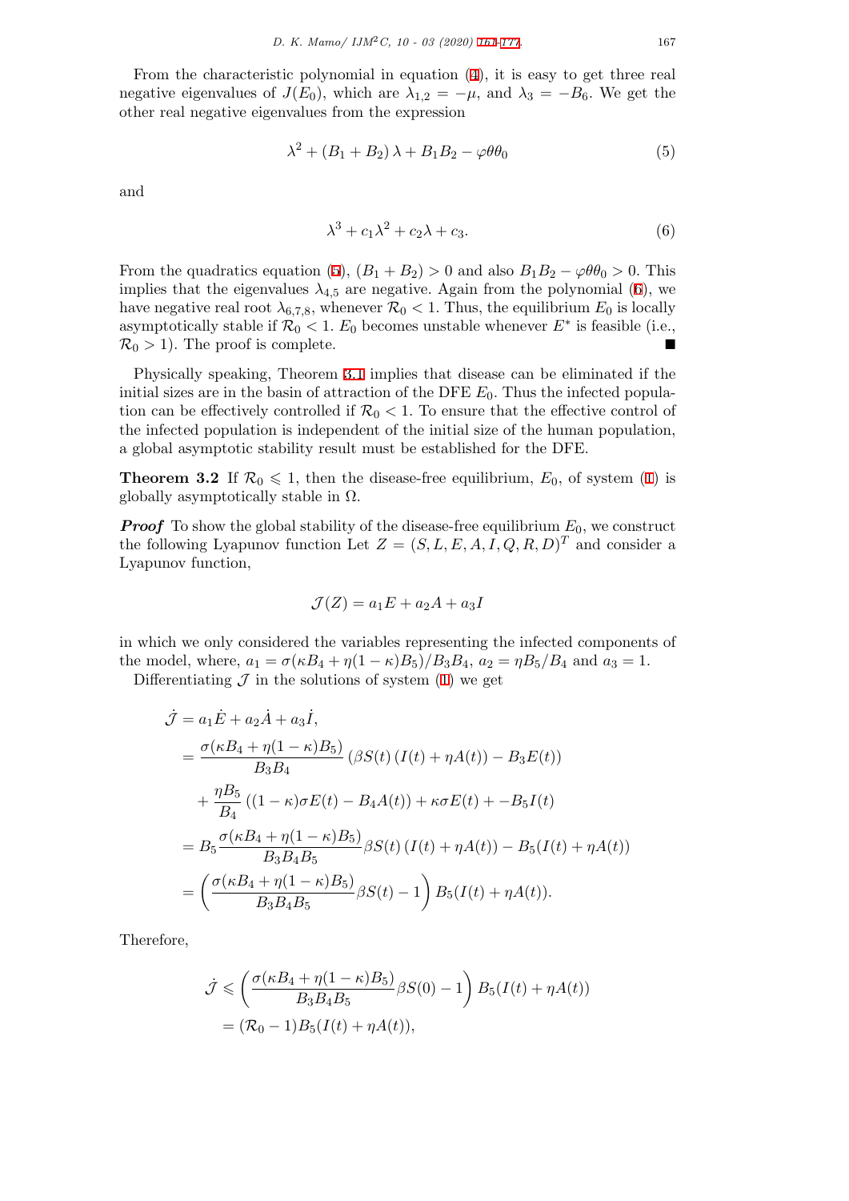From the characteristic polynomial in equation (4), it is easy to get three real negative eigenvalues of $J(E_0)$, which are $\lambda_{1,2} = -\mu$, and $\lambda_3 = -B_6$. We get the other real negative eigenvalues from the expression

$$\lambda^2 + (B_1 + B_2)\lambda + B_1 B_2 - \varphi\theta\theta_0 \tag{5}$$

and

$$\lambda^3 + c_1\lambda^2 + c_2\lambda + c_3. \tag{6}$$

From the quadratics equation (5), $(B_1 + B_2) > 0$ and also $B_1 B_2 - \varphi\theta\theta_0 > 0$. This implies that the eigenvalues $\lambda_{4,5}$ are negative. Again from the polynomial (6), we have negative real root $\lambda_{6,7,8}$, whenever $\mathcal{R}_0 < 1$. Thus, the equilibrium $E_0$ is locally asymptotically stable if $\mathcal{R}_0 < 1$. $E_0$ becomes unstable whenever $E^*$ is feasible (i.e., $\mathcal{R}_0 > 1$). The proof is complete. ■

Physically speaking, Theorem 3.1 implies that disease can be eliminated if the initial sizes are in the basin of attraction of the DFE $E_0$. Thus the infected population can be effectively controlled if $\mathcal{R}_0 < 1$. To ensure that the effective control of the infected population is independent of the initial size of the human population, a global asymptotic stability result must be established for the DFE.

**Theorem 3.2** If $\mathcal{R}_0 \leqslant 1$, then the disease-free equilibrium, $E_0$, of system (1) is globally asymptotically stable in $\Omega$.

***Proof*** To show the global stability of the disease-free equilibrium $E_0$, we construct the following Lyapunov function Let $Z = (S, L, E, A, I, Q, R, D)^T$ and consider a Lyapunov function,

$$\mathcal{J}(Z) = a_1 E + a_2 A + a_3 I$$

in which we only considered the variables representing the infected components of the model, where, $a_1 = \sigma(\kappa B_4 + \eta(1-\kappa)B_5)/B_3 B_4$, $a_2 = \eta B_5/B_4$ and $a_3 = 1$.

Differentiating $\mathcal{J}$ in the solutions of system (1) we get

$$\begin{aligned}
\dot{\mathcal{J}} &= a_1\dot{E} + a_2\dot{A} + a_3\dot{I}, \\
&= \frac{\sigma(\kappa B_4 + \eta(1-\kappa)B_5)}{B_3 B_4}\left(\beta S(t)\left(I(t) + \eta A(t)\right) - B_3 E(t)\right) \\
&\quad + \frac{\eta B_5}{B_4}\left((1-\kappa)\sigma E(t) - B_4 A(t)\right) + \kappa\sigma E(t) + -B_5 I(t) \\
&= B_5\frac{\sigma(\kappa B_4 + \eta(1-\kappa)B_5)}{B_3 B_4 B_5}\beta S(t)\left(I(t) + \eta A(t)\right) - B_5(I(t) + \eta A(t)) \\
&= \left(\frac{\sigma(\kappa B_4 + \eta(1-\kappa)B_5)}{B_3 B_4 B_5}\beta S(t) - 1\right)B_5(I(t) + \eta A(t)).
\end{aligned}$$

Therefore,

$$\begin{aligned}
\dot{\mathcal{J}} &\leqslant \left(\frac{\sigma(\kappa B_4 + \eta(1-\kappa)B_5)}{B_3 B_4 B_5}\beta S(0) - 1\right)B_5(I(t) + \eta A(t)) \\
&= (\mathcal{R}_0 - 1)B_5(I(t) + \eta A(t)),
\end{aligned}$$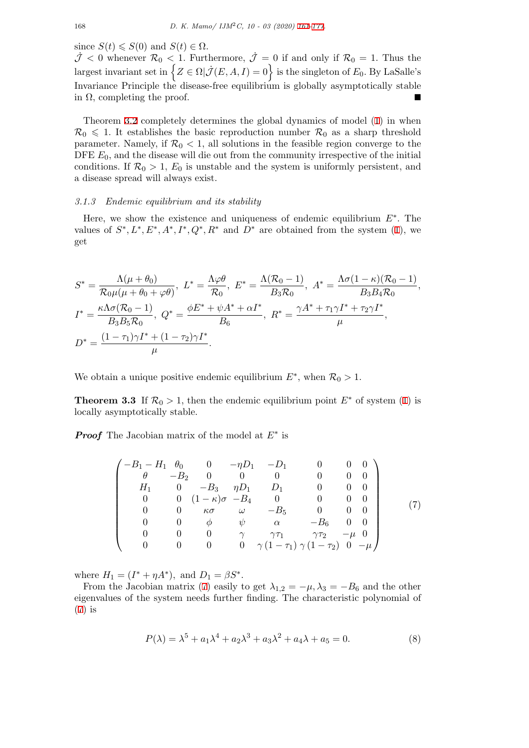since $S(t) \leqslant S(0)$ and $S(t) \in \Omega$.
$\dot{\mathcal{J}} < 0$ whenever $\mathcal{R}_0 < 1$. Furthermore, $\dot{\mathcal{J}} = 0$ if and only if $\mathcal{R}_0 = 1$. Thus the largest invariant set in $\left\{Z \in \Omega | \dot{\mathcal{J}}(E, A, I) = 0\right\}$ is the singleton of $E_0$. By LaSalle's Invariance Principle the disease-free equilibrium is globally asymptotically stable in $\Omega$, completing the proof. ∎

Theorem 3.2 completely determines the global dynamics of model (1) in when $\mathcal{R}_0 \leqslant 1$. It establishes the basic reproduction number $\mathcal{R}_0$ as a sharp threshold parameter. Namely, if $\mathcal{R}_0 < 1$, all solutions in the feasible region converge to the DFE $E_0$, and the disease will die out from the community irrespective of the initial conditions. If $\mathcal{R}_0 > 1$, $E_0$ is unstable and the system is uniformly persistent, and a disease spread will always exist.

### *3.1.3 Endemic equilibrium and its stability*

Here, we show the existence and uniqueness of endemic equilibrium $E^*$. The values of $S^*, L^*, E^*, A^*, I^*, Q^*, R^*$ and $D^*$ are obtained from the system (1), we get

$$
\begin{aligned}
&S^* = \frac{\Lambda(\mu + \theta_0)}{\mathcal{R}_0 \mu(\mu + \theta_0 + \varphi\theta)},\ L^* = \frac{\Lambda\varphi\theta}{\mathcal{R}_0},\ E^* = \frac{\Lambda(\mathcal{R}_0 - 1)}{B_3\mathcal{R}_0},\ A^* = \frac{\Lambda\sigma(1-\kappa)(\mathcal{R}_0 - 1)}{B_3 B_4 \mathcal{R}_0},\\
&I^* = \frac{\kappa\Lambda\sigma(\mathcal{R}_0 - 1)}{B_3 B_5 \mathcal{R}_0},\ Q^* = \frac{\phi E^* + \psi A^* + \alpha I^*}{B_6},\ R^* = \frac{\gamma A^* + \tau_1\gamma I^* + \tau_2\gamma I^*}{\mu},\\
&D^* = \frac{(1-\tau_1)\gamma I^* + (1-\tau_2)\gamma I^*}{\mu}.
\end{aligned}
$$

We obtain a unique positive endemic equilibrium $E^*$, when $\mathcal{R}_0 > 1$.

**Theorem 3.3** If $\mathcal{R}_0 > 1$, then the endemic equilibrium point $E^*$ of system (1) is locally asymptotically stable.

***Proof*** The Jacobian matrix of the model at $E^*$ is

$$
\begin{pmatrix}
-B_1 - H_1 & \theta_0 & 0 & -\eta D_1 & -D_1 & 0 & 0 & 0\\
\theta & -B_2 & 0 & 0 & 0 & 0 & 0 & 0\\
H_1 & 0 & -B_3 & \eta D_1 & D_1 & 0 & 0 & 0\\
0 & 0 & (1-\kappa)\sigma & -B_4 & 0 & 0 & 0 & 0\\
0 & 0 & \kappa\sigma & \omega & -B_5 & 0 & 0 & 0\\
0 & 0 & \phi & \psi & \alpha & -B_6 & 0 & 0\\
0 & 0 & 0 & \gamma & \gamma\tau_1 & \gamma\tau_2 & -\mu & 0\\
0 & 0 & 0 & 0 & \gamma(1-\tau_1) & \gamma(1-\tau_2) & 0 & -\mu
\end{pmatrix} \tag{7}
$$

where $H_1 = (I^* + \eta A^*)$, and $D_1 = \beta S^*$.

From the Jacobian matrix (7) easily to get $\lambda_{1,2} = -\mu, \lambda_3 = -B_6$ and the other eigenvalues of the system needs further finding. The characteristic polynomial of (7) is

$$
P(\lambda) = \lambda^5 + a_1\lambda^4 + a_2\lambda^3 + a_3\lambda^2 + a_4\lambda + a_5 = 0. \tag{8}
$$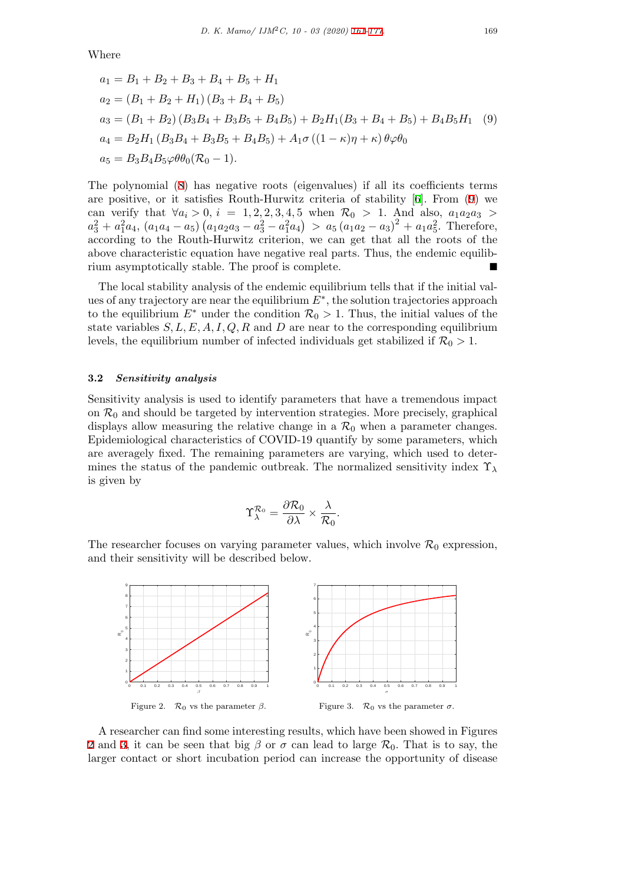Where

$$
\begin{aligned}
a_1 &= B_1 + B_2 + B_3 + B_4 + B_5 + H_1 \\
a_2 &= (B_1 + B_2 + H_1)(B_3 + B_4 + B_5) \\
a_3 &= (B_1 + B_2)(B_3 B_4 + B_3 B_5 + B_4 B_5) + B_2 H_1 (B_3 + B_4 + B_5) + B_4 B_5 H_1 \\
a_4 &= B_2 H_1 (B_3 B_4 + B_3 B_5 + B_4 B_5) + A_1 \sigma \left((1-\kappa)\eta + \kappa\right) \theta \varphi \theta_0 \\
a_5 &= B_3 B_4 B_5 \varphi \theta \theta_0 (\mathcal{R}_0 - 1).
\end{aligned}
\tag{9}
$$

The polynomial (8) has negative roots (eigenvalues) if all its coefficients terms are positive, or it satisfies Routh-Hurwitz criteria of stability [6]. From (9) we can verify that $\forall a_i > 0,\ i = 1, 2, 2, 3, 4, 5$ when $\mathcal{R}_0 > 1$. And also, $a_1 a_2 a_3 > a_3^2 + a_1^2 a_4$, $(a_1 a_4 - a_5)\left(a_1 a_2 a_3 - a_3^2 - a_1^2 a_4\right) > a_5 \left(a_1 a_2 - a_3\right)^2 + a_1 a_5^2$. Therefore, according to the Routh-Hurwitz criterion, we can get that all the roots of the above characteristic equation have negative real parts. Thus, the endemic equilibrium asymptotically stable. The proof is complete. ∎

The local stability analysis of the endemic equilibrium tells that if the initial values of any trajectory are near the equilibrium $E^*$, the solution trajectories approach to the equilibrium $E^*$ under the condition $\mathcal{R}_0 > 1$. Thus, the initial values of the state variables $S, L, E, A, I, Q, R$ and $D$ are near to the corresponding equilibrium levels, the equilibrium number of infected individuals get stabilized if $\mathcal{R}_0 > 1$.

### 3.2 *Sensitivity analysis*

Sensitivity analysis is used to identify parameters that have a tremendous impact on $\mathcal{R}_0$ and should be targeted by intervention strategies. More precisely, graphical displays allow measuring the relative change in a $\mathcal{R}_0$ when a parameter changes. Epidemiological characteristics of COVID-19 quantify by some parameters, which are averagely fixed. The remaining parameters are varying, which used to determines the status of the pandemic outbreak. The normalized sensitivity index $\Upsilon_\lambda$ is given by

$$
\Upsilon_\lambda^{\mathcal{R}_0} = \frac{\partial \mathcal{R}_0}{\partial \lambda} \times \frac{\lambda}{\mathcal{R}_0}.
$$

The researcher focuses on varying parameter values, which involve $\mathcal{R}_0$ expression, and their sensitivity will be described below.

Figure 2. $\mathcal{R}_0$ vs the parameter $\beta$.

Figure 3. $\mathcal{R}_0$ vs the parameter $\sigma$.

A researcher can find some interesting results, which have been showed in Figures 2 and 3, it can be seen that big $\beta$ or $\sigma$ can lead to large $\mathcal{R}_0$. That is to say, the larger contact or short incubation period can increase the opportunity of disease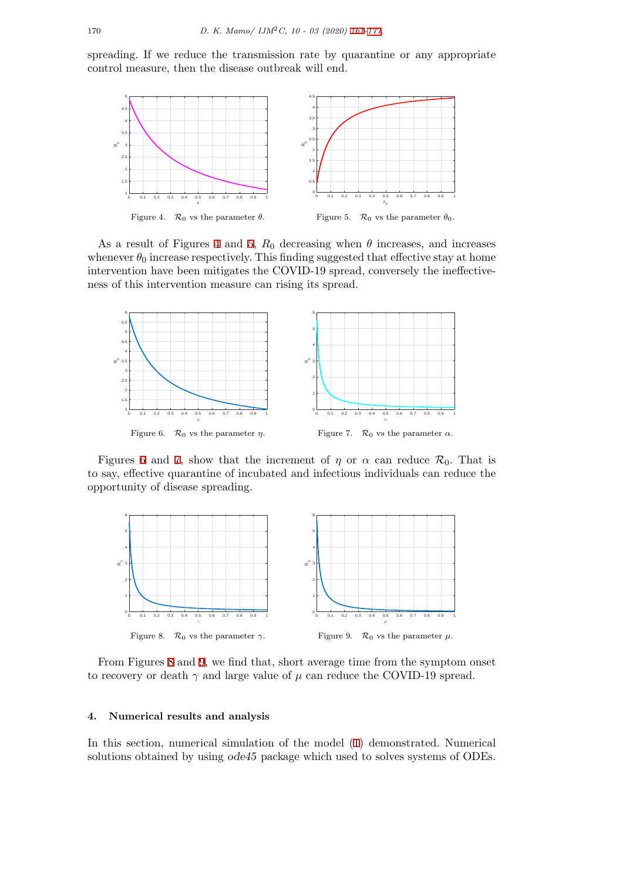spreading. If we reduce the transmission rate by quarantine or any appropriate control measure, then the disease outbreak will end.

Figure 4. $\mathcal{R}_0$ vs the parameter $\theta$.

Figure 5. $\mathcal{R}_0$ vs the parameter $\theta_0$.

As a result of Figures 4 and 5, $R_0$ decreasing when $\theta$ increases, and increases whenever $\theta_0$ increase respectively. This finding suggested that effective stay at home intervention have been mitigates the COVID-19 spread, conversely the ineffectiveness of this intervention measure can rising its spread.

Figure 6. $\mathcal{R}_0$ vs the parameter $\eta$.

Figure 7. $\mathcal{R}_0$ vs the parameter $\alpha$.

Figures 6 and 7, show that the increment of $\eta$ or $\alpha$ can reduce $\mathcal{R}_0$. That is to say, effective quarantine of incubated and infectious individuals can reduce the opportunity of disease spreading.

Figure 8. $\mathcal{R}_0$ vs the parameter $\gamma$.

Figure 9. $\mathcal{R}_0$ vs the parameter $\mu$.

From Figures 8 and 9, we find that, short average time from the symptom onset to recovery or death $\gamma$ and large value of $\mu$ can reduce the COVID-19 spread.

## 4. Numerical results and analysis

In this section, numerical simulation of the model (1) demonstrated. Numerical solutions obtained by using *ode45* package which used to solves systems of ODEs.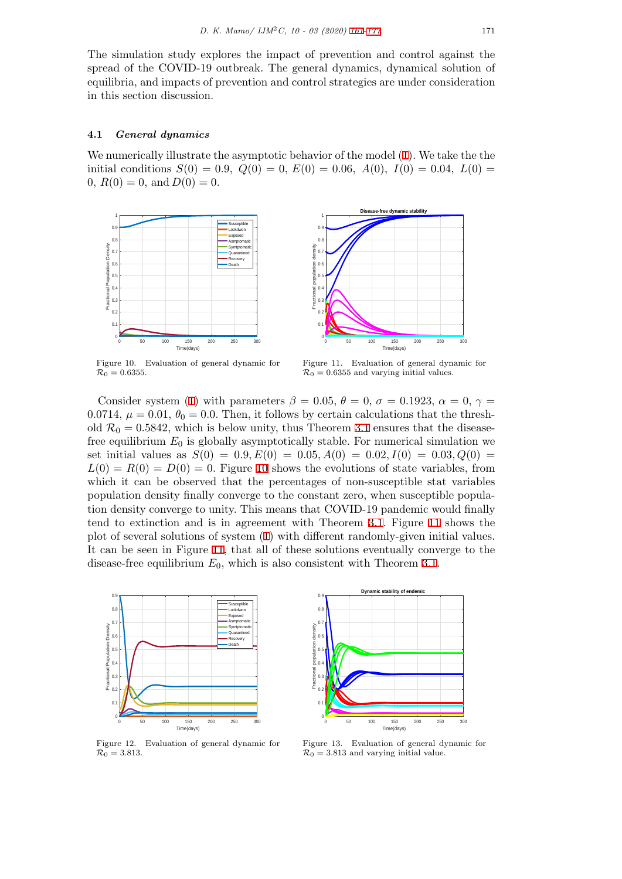The simulation study explores the impact of prevention and control against the spread of the COVID-19 outbreak. The general dynamics, dynamical solution of equilibria, and impacts of prevention and control strategies are under consideration in this section discussion.

### 4.1 *General dynamics*

We numerically illustrate the asymptotic behavior of the model (1). We take the the initial conditions $S(0) = 0.9,\ Q(0) = 0,\ E(0) = 0.06,\ A(0),\ I(0) = 0.04,\ L(0) = 0,\ R(0) = 0$, and $D(0) = 0$.

Figure 10. Evaluation of general dynamic for $\mathcal{R}_0 = 0.6355$.

Figure 11. Evaluation of general dynamic for $\mathcal{R}_0 = 0.6355$ and varying initial values.

Consider system (1) with parameters $\beta = 0.05$, $\theta = 0$, $\sigma = 0.1923$, $\alpha = 0$, $\gamma = 0.0714$, $\mu = 0.01$, $\theta_0 = 0.0$. Then, it follows by certain calculations that the threshold $\mathcal{R}_0 = 0.5842$, which is below unity, thus Theorem 3.1 ensures that the disease-free equilibrium $E_0$ is globally asymptotically stable. For numerical simulation we set initial values as $S(0) = 0.9, E(0) = 0.05, A(0) = 0.02, I(0) = 0.03, Q(0) = L(0) = R(0) = D(0) = 0$. Figure 10 shows the evolutions of state variables, from which it can be observed that the percentages of non-susceptible stat variables population density finally converge to the constant zero, when susceptible population density converge to unity. This means that COVID-19 pandemic would finally tend to extinction and is in agreement with Theorem 3.1. Figure 11 shows the plot of several solutions of system (1) with different randomly-given initial values. It can be seen in Figure 11, that all of these solutions eventually converge to the disease-free equilibrium $E_0$, which is also consistent with Theorem 3.1.

Figure 12. Evaluation of general dynamic for $\mathcal{R}_0 = 3.813$.

Figure 13. Evaluation of general dynamic for $\mathcal{R}_0 = 3.813$ and varying initial value.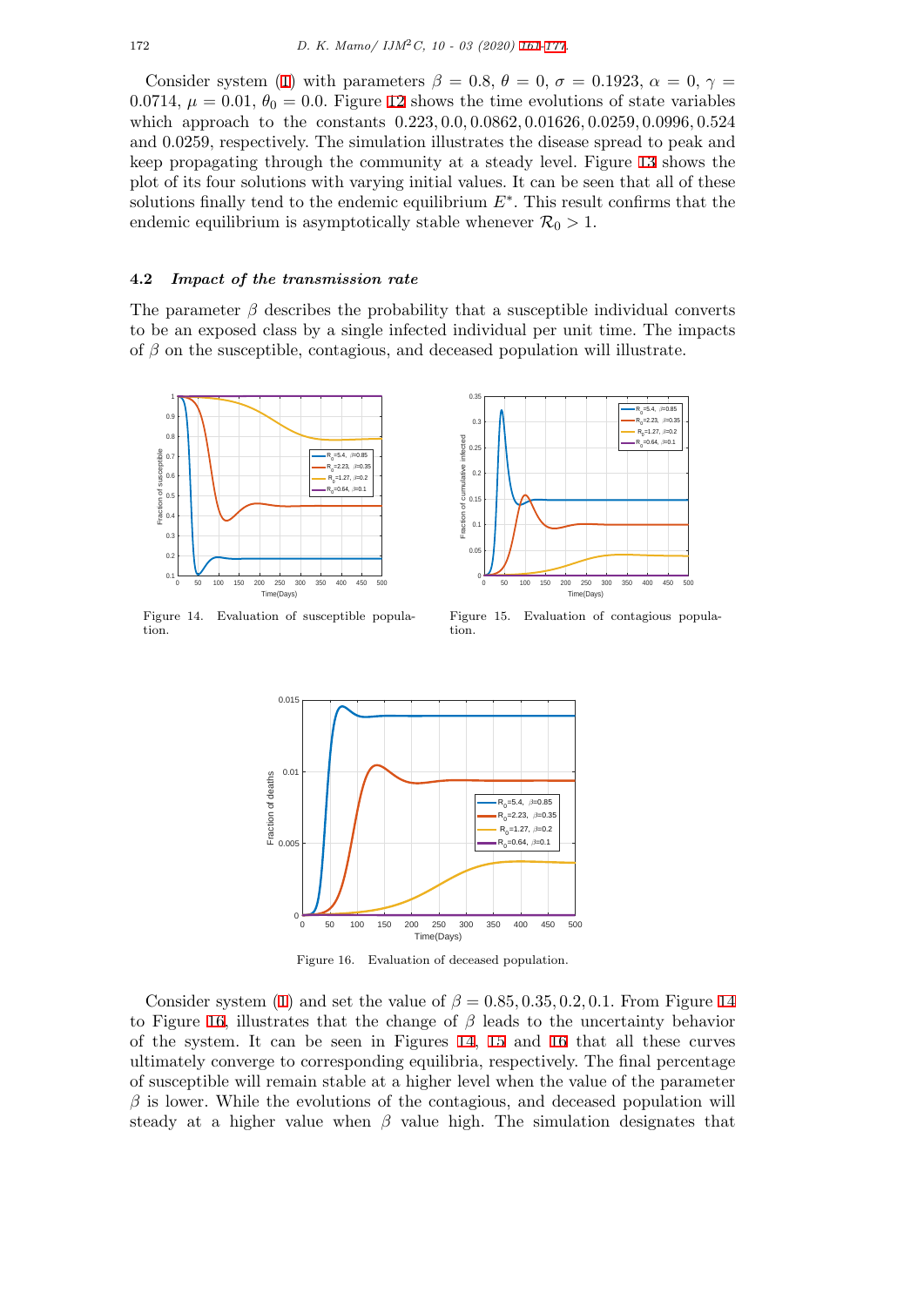Consider system (1) with parameters $\beta = 0.8$, $\theta = 0$, $\sigma = 0.1923$, $\alpha = 0$, $\gamma = 0.0714$, $\mu = 0.01$, $\theta_0 = 0.0$. Figure 12 shows the time evolutions of state variables which approach to the constants 0.223, 0.0, 0.0862, 0.01626, 0.0259, 0.0996, 0.524 and 0.0259, respectively. The simulation illustrates the disease spread to peak and keep propagating through the community at a steady level. Figure 13 shows the plot of its four solutions with varying initial values. It can be seen that all of these solutions finally tend to the endemic equilibrium $E^*$. This result confirms that the endemic equilibrium is asymptotically stable whenever $\mathcal{R}_0 > 1$.

### 4.2 *Impact of the transmission rate*

The parameter $\beta$ describes the probability that a susceptible individual converts to be an exposed class by a single infected individual per unit time. The impacts of $\beta$ on the susceptible, contagious, and deceased population will illustrate.

Figure 14. Evaluation of susceptible population.

Figure 15. Evaluation of contagious population.

Figure 16. Evaluation of deceased population.

Consider system (1) and set the value of $\beta = 0.85, 0.35, 0.2, 0.1$. From Figure 14 to Figure 16, illustrates that the change of $\beta$ leads to the uncertainty behavior of the system. It can be seen in Figures 14, 15 and 16 that all these curves ultimately converge to corresponding equilibria, respectively. The final percentage of susceptible will remain stable at a higher level when the value of the parameter $\beta$ is lower. While the evolutions of the contagious, and deceased population will steady at a higher value when $\beta$ value high. The simulation designates that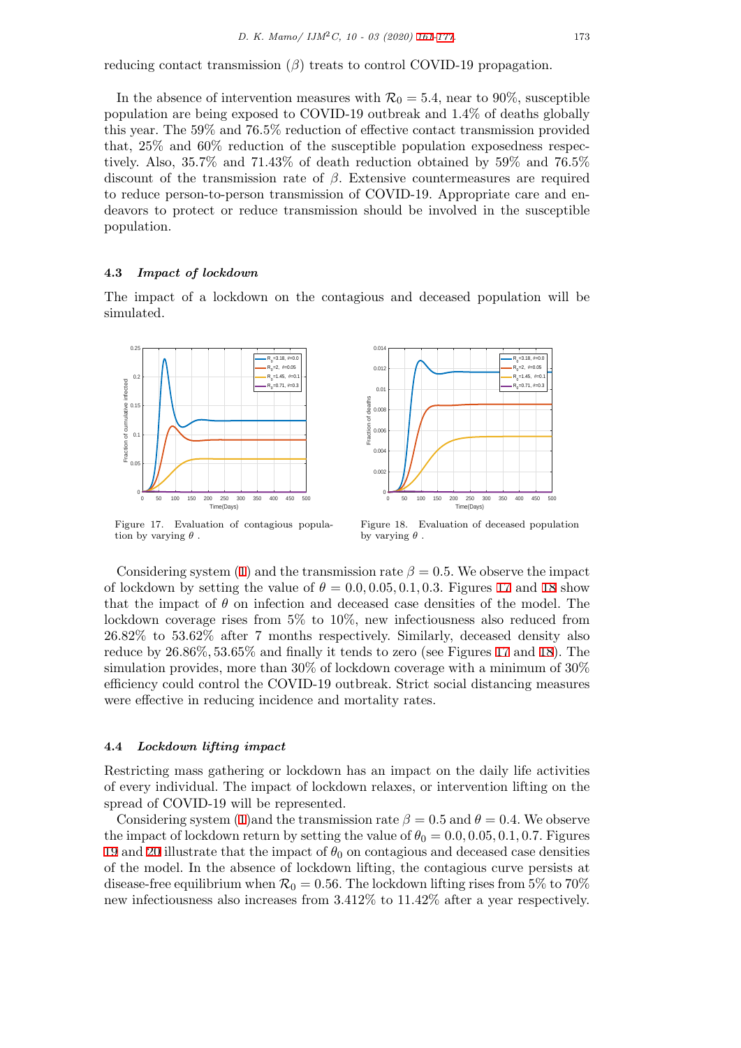reducing contact transmission ($\beta$) treats to control COVID-19 propagation.

In the absence of intervention measures with $\mathcal{R}_0 = 5.4$, near to 90%, susceptible population are being exposed to COVID-19 outbreak and 1.4% of deaths globally this year. The 59% and 76.5% reduction of effective contact transmission provided that, 25% and 60% reduction of the susceptible population exposedness respectively. Also, 35.7% and 71.43% of death reduction obtained by 59% and 76.5% discount of the transmission rate of $\beta$. Extensive countermeasures are required to reduce person-to-person transmission of COVID-19. Appropriate care and endeavors to protect or reduce transmission should be involved in the susceptible population.

### 4.3 *Impact of lockdown*

The impact of a lockdown on the contagious and deceased population will be simulated.

Figure 17. Evaluation of contagious population by varying $\theta$ .

Figure 18. Evaluation of deceased population by varying $\theta$ .

Considering system (1) and the transmission rate $\beta = 0.5$. We observe the impact of lockdown by setting the value of $\theta = 0.0, 0.05, 0.1, 0.3$. Figures 17 and 18 show that the impact of $\theta$ on infection and deceased case densities of the model. The lockdown coverage rises from 5% to 10%, new infectiousness also reduced from 26.82% to 53.62% after 7 months respectively. Similarly, deceased density also reduce by 26.86%, 53.65% and finally it tends to zero (see Figures 17 and 18). The simulation provides, more than 30% of lockdown coverage with a minimum of 30% efficiency could control the COVID-19 outbreak. Strict social distancing measures were effective in reducing incidence and mortality rates.

### 4.4 *Lockdown lifting impact*

Restricting mass gathering or lockdown has an impact on the daily life activities of every individual. The impact of lockdown relaxes, or intervention lifting on the spread of COVID-19 will be represented.

Considering system (1)and the transmission rate $\beta = 0.5$ and $\theta = 0.4$. We observe the impact of lockdown return by setting the value of $\theta_0 = 0.0, 0.05, 0.1, 0.7$. Figures 19 and 20 illustrate that the impact of $\theta_0$ on contagious and deceased case densities of the model. In the absence of lockdown lifting, the contagious curve persists at disease-free equilibrium when $\mathcal{R}_0 = 0.56$. The lockdown lifting rises from 5% to 70% new infectiousness also increases from 3.412% to 11.42% after a year respectively.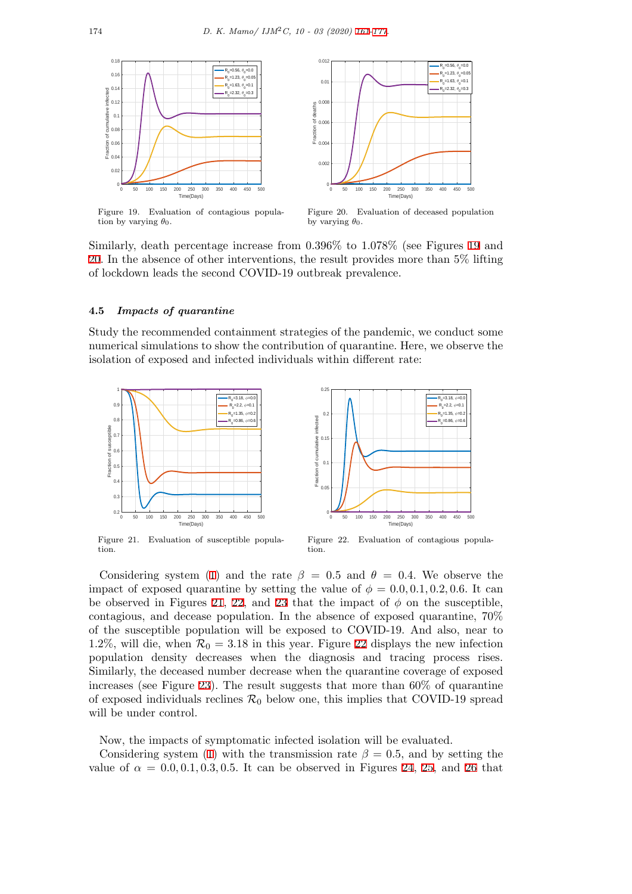Figure 19. Evaluation of contagious population by varying $\theta_0$.

Figure 20. Evaluation of deceased population by varying $\theta_0$.

Similarly, death percentage increase from 0.396% to 1.078% (see Figures 19 and 20. In the absence of other interventions, the result provides more than 5% lifting of lockdown leads the second COVID-19 outbreak prevalence.

### 4.5 *Impacts of quarantine*

Study the recommended containment strategies of the pandemic, we conduct some numerical simulations to show the contribution of quarantine. Here, we observe the isolation of exposed and infected individuals within different rate:

Figure 21. Evaluation of susceptible population.

Figure 22. Evaluation of contagious population.

Considering system (1) and the rate $\beta = 0.5$ and $\theta = 0.4$. We observe the impact of exposed quarantine by setting the value of $\phi = 0.0, 0.1, 0.2, 0.6$. It can be observed in Figures 21, 22, and 23 that the impact of $\phi$ on the susceptible, contagious, and decease population. In the absence of exposed quarantine, 70% of the susceptible population will be exposed to COVID-19. And also, near to 1.2%, will die, when $\mathcal{R}_0 = 3.18$ in this year. Figure 22 displays the new infection population density decreases when the diagnosis and tracing process rises. Similarly, the deceased number decrease when the quarantine coverage of exposed increases (see Figure 23). The result suggests that more than 60% of quarantine of exposed individuals reclines $\mathcal{R}_0$ below one, this implies that COVID-19 spread will be under control.

Now, the impacts of symptomatic infected isolation will be evaluated.

Considering system (1) with the transmission rate $\beta = 0.5$, and by setting the value of $\alpha = 0.0, 0.1, 0.3, 0.5$. It can be observed in Figures 24, 25, and 26 that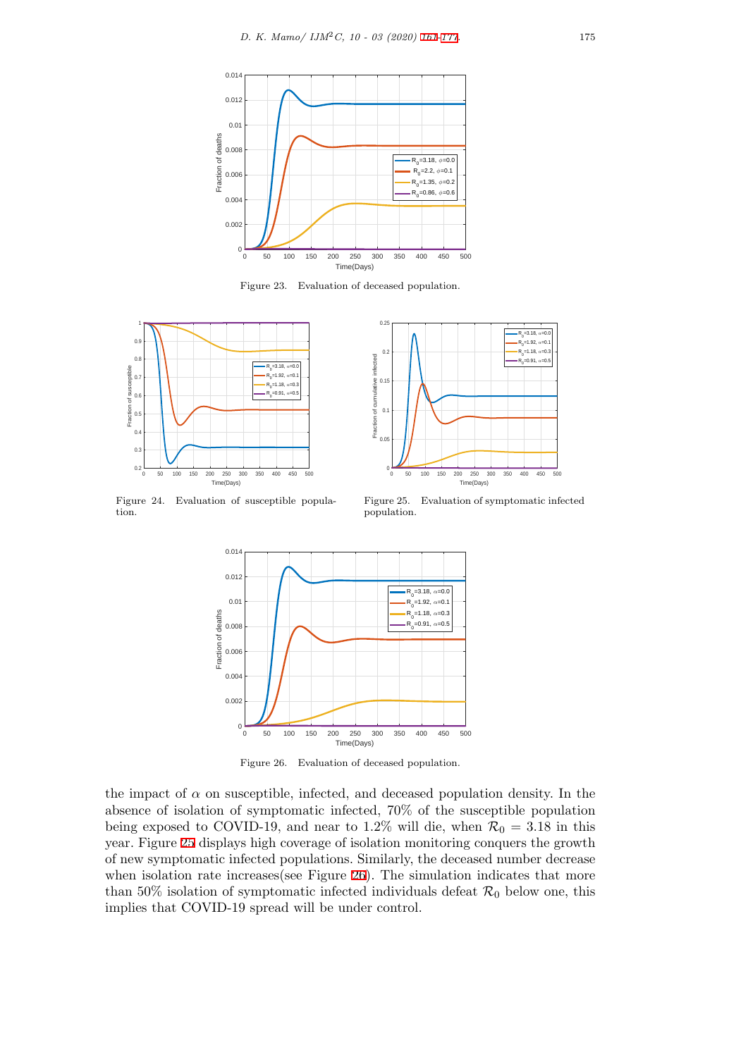Figure 23. Evaluation of deceased population.

Figure 24. Evaluation of susceptible population.

Figure 25. Evaluation of symptomatic infected population.

Figure 26. Evaluation of deceased population.

the impact of $\alpha$ on susceptible, infected, and deceased population density. In the absence of isolation of symptomatic infected, 70% of the susceptible population being exposed to COVID-19, and near to 1.2% will die, when $\mathcal{R}_0 = 3.18$ in this year. Figure 25 displays high coverage of isolation monitoring conquers the growth of new symptomatic infected populations. Similarly, the deceased number decrease when isolation rate increases(see Figure 26). The simulation indicates that more than 50% isolation of symptomatic infected individuals defeat $\mathcal{R}_0$ below one, this implies that COVID-19 spread will be under control.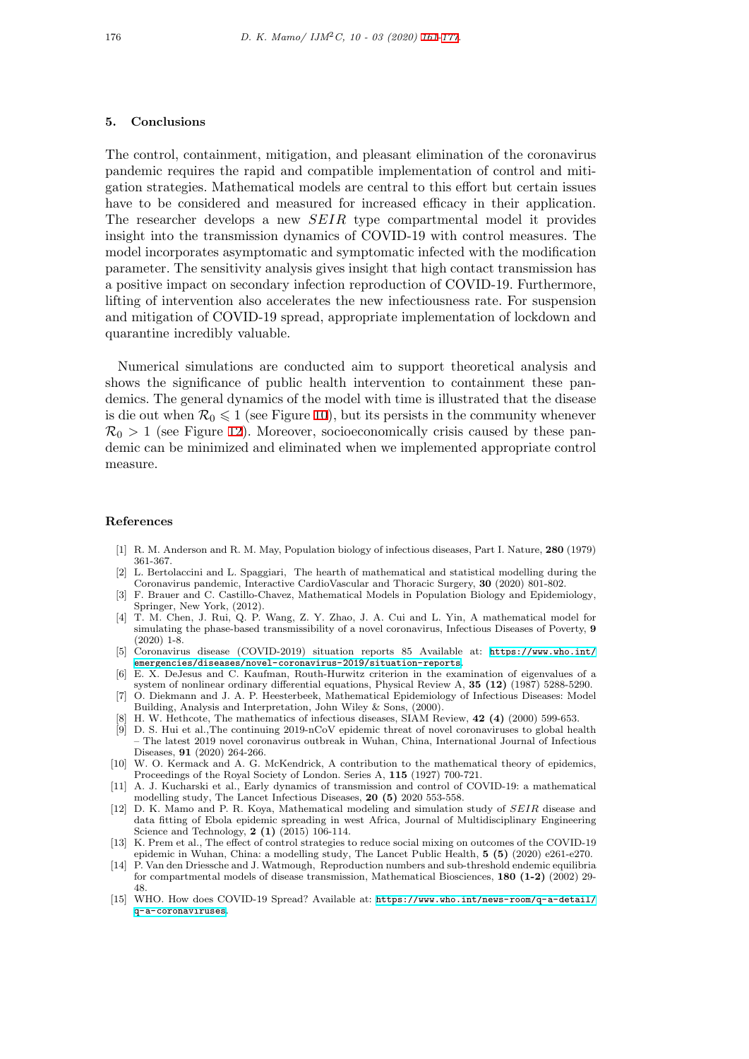## 5. Conclusions

The control, containment, mitigation, and pleasant elimination of the coronavirus pandemic requires the rapid and compatible implementation of control and mitigation strategies. Mathematical models are central to this effort but certain issues have to be considered and measured for increased efficacy in their application. The researcher develops a new $SEIR$ type compartmental model it provides insight into the transmission dynamics of COVID-19 with control measures. The model incorporates asymptomatic and symptomatic infected with the modification parameter. The sensitivity analysis gives insight that high contact transmission has a positive impact on secondary infection reproduction of COVID-19. Furthermore, lifting of intervention also accelerates the new infectiousness rate. For suspension and mitigation of COVID-19 spread, appropriate implementation of lockdown and quarantine incredibly valuable.

Numerical simulations are conducted aim to support theoretical analysis and shows the significance of public health intervention to containment these pandemics. The general dynamics of the model with time is illustrated that the disease is die out when $\mathcal{R}_0 \leqslant 1$ (see Figure 10), but its persists in the community whenever $\mathcal{R}_0 > 1$ (see Figure 12). Moreover, socioeconomically crisis caused by these pandemic can be minimized and eliminated when we implemented appropriate control measure.

## References

[1] R. M. Anderson and R. M. May, Population biology of infectious diseases, Part I. Nature, **280** (1979) 361-367.

[2] L. Bertolaccini and L. Spaggiari, The hearth of mathematical and statistical modelling during the Coronavirus pandemic, Interactive CardioVascular and Thoracic Surgery, **30** (2020) 801-802.

[3] F. Brauer and C. Castillo-Chavez, Mathematical Models in Population Biology and Epidemiology, Springer, New York, (2012).

[4] T. M. Chen, J. Rui, Q. P. Wang, Z. Y. Zhao, J. A. Cui and L. Yin, A mathematical model for simulating the phase-based transmissibility of a novel coronavirus, Infectious Diseases of Poverty, **9** (2020) 1-8.

[5] Coronavirus disease (COVID-2019) situation reports 85 Available at: https://www.who.int/emergencies/diseases/novel-coronavirus-2019/situation-reports.

[6] E. X. DeJesus and C. Kaufman, Routh-Hurwitz criterion in the examination of eigenvalues of a system of nonlinear ordinary differential equations, Physical Review A, **35 (12)** (1987) 5288-5290.

[7] O. Diekmann and J. A. P. Heesterbeek, Mathematical Epidemiology of Infectious Diseases: Model Building, Analysis and Interpretation, John Wiley & Sons, (2000).

[8] H. W. Hethcote, The mathematics of infectious diseases, SIAM Review, **42 (4)** (2000) 599-653.

[9] D. S. Hui et al.,The continuing 2019-nCoV epidemic threat of novel coronaviruses to global health – The latest 2019 novel coronavirus outbreak in Wuhan, China, International Journal of Infectious Diseases, **91** (2020) 264-266.

[10] W. O. Kermack and A. G. McKendrick, A contribution to the mathematical theory of epidemics, Proceedings of the Royal Society of London. Series A, **115** (1927) 700-721.

[11] A. J. Kucharski et al., Early dynamics of transmission and control of COVID-19: a mathematical modelling study, The Lancet Infectious Diseases, **20 (5)** 2020 553-558.

[12] D. K. Mamo and P. R. Koya, Mathematical modeling and simulation study of $SEIR$ disease and data fitting of Ebola epidemic spreading in west Africa, Journal of Multidisciplinary Engineering Science and Technology, **2 (1)** (2015) 106-114.

[13] K. Prem et al., The effect of control strategies to reduce social mixing on outcomes of the COVID-19 epidemic in Wuhan, China: a modelling study, The Lancet Public Health, **5 (5)** (2020) e261-e270.

[14] P. Van den Driessche and J. Watmough, Reproduction numbers and sub-threshold endemic equilibria for compartmental models of disease transmission, Mathematical Biosciences, **180 (1-2)** (2002) 29-48.

[15] WHO. How does COVID-19 Spread? Available at: https://www.who.int/news-room/q-a-detail/q-a-coronaviruses.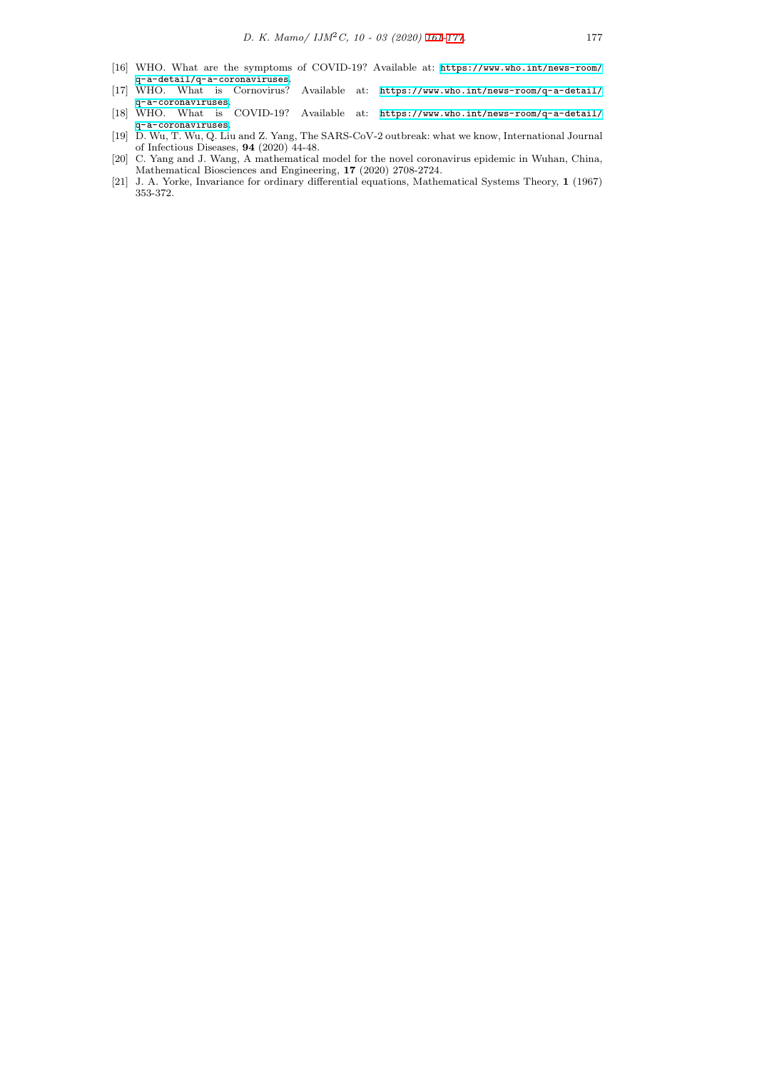[16] WHO. What are the symptoms of COVID-19? Available at: https://www.who.int/news-room/q-a-detail/q-a-coronaviruses.

[17] WHO. What is Cornovirus? Available at: https://www.who.int/news-room/q-a-detail/q-a-coronaviruses.

[18] WHO. What is COVID-19? Available at: https://www.who.int/news-room/q-a-detail/q-a-coronaviruses.

[19] D. Wu, T. Wu, Q. Liu and Z. Yang, The SARS-CoV-2 outbreak: what we know, International Journal of Infectious Diseases, **94** (2020) 44-48.

[20] C. Yang and J. Wang, A mathematical model for the novel coronavirus epidemic in Wuhan, China, Mathematical Biosciences and Engineering, **17** (2020) 2708-2724.

[21] J. A. Yorke, Invariance for ordinary differential equations, Mathematical Systems Theory, **1** (1967) 353-372.